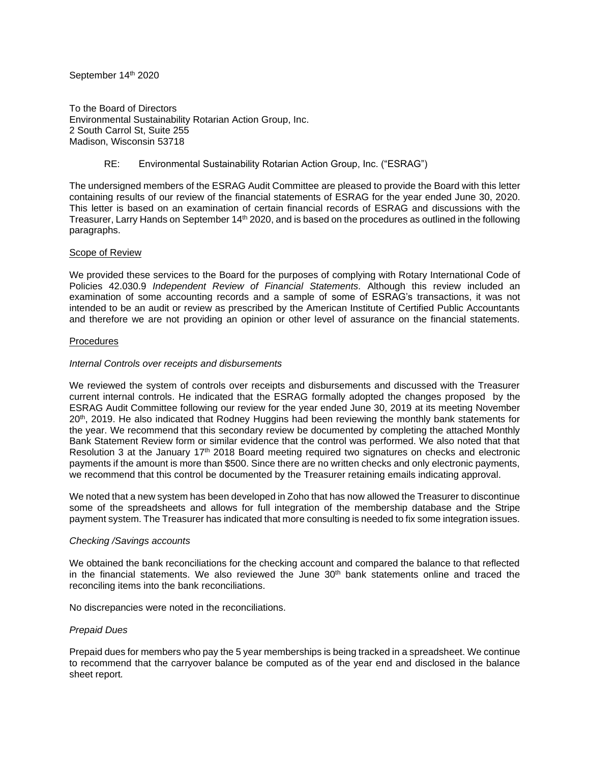September 14th 2020

To the Board of Directors
Environmental Sustainability Rotarian Action Group, Inc.
2 South Carrol St, Suite 255
Madison, Wisconsin 53718

RE: Environmental Sustainability Rotarian Action Group, Inc. ("ESRAG")

The undersigned members of the ESRAG Audit Committee are pleased to provide the Board with this letter containing results of our review of the financial statements of ESRAG for the year ended June 30, 2020. This letter is based on an examination of certain financial records of ESRAG and discussions with the Treasurer, Larry Hands on September 14th 2020, and is based on the procedures as outlined in the following paragraphs.

Scope of Review

We provided these services to the Board for the purposes of complying with Rotary International Code of Policies 42.030.9 *Independent Review of Financial Statements*. Although this review included an examination of some accounting records and a sample of some of ESRAG's transactions, it was not intended to be an audit or review as prescribed by the American Institute of Certified Public Accountants and therefore we are not providing an opinion or other level of assurance on the financial statements.

Procedures

*Internal Controls over receipts and disbursements*

We reviewed the system of controls over receipts and disbursements and discussed with the Treasurer current internal controls. He indicated that the ESRAG formally adopted the changes proposed by the ESRAG Audit Committee following our review for the year ended June 30, 2019 at its meeting November 20th, 2019. He also indicated that Rodney Huggins had been reviewing the monthly bank statements for the year. We recommend that this secondary review be documented by completing the attached Monthly Bank Statement Review form or similar evidence that the control was performed. We also noted that that Resolution 3 at the January 17th 2018 Board meeting required two signatures on checks and electronic payments if the amount is more than $500. Since there are no written checks and only electronic payments, we recommend that this control be documented by the Treasurer retaining emails indicating approval.

We noted that a new system has been developed in Zoho that has now allowed the Treasurer to discontinue some of the spreadsheets and allows for full integration of the membership database and the Stripe payment system. The Treasurer has indicated that more consulting is needed to fix some integration issues.

*Checking /Savings accounts*

We obtained the bank reconciliations for the checking account and compared the balance to that reflected in the financial statements. We also reviewed the June 30th bank statements online and traced the reconciling items into the bank reconciliations.

No discrepancies were noted in the reconciliations.

*Prepaid Dues*

Prepaid dues for members who pay the 5 year memberships is being tracked in a spreadsheet. We continue to recommend that the carryover balance be computed as of the year end and disclosed in the balance sheet report.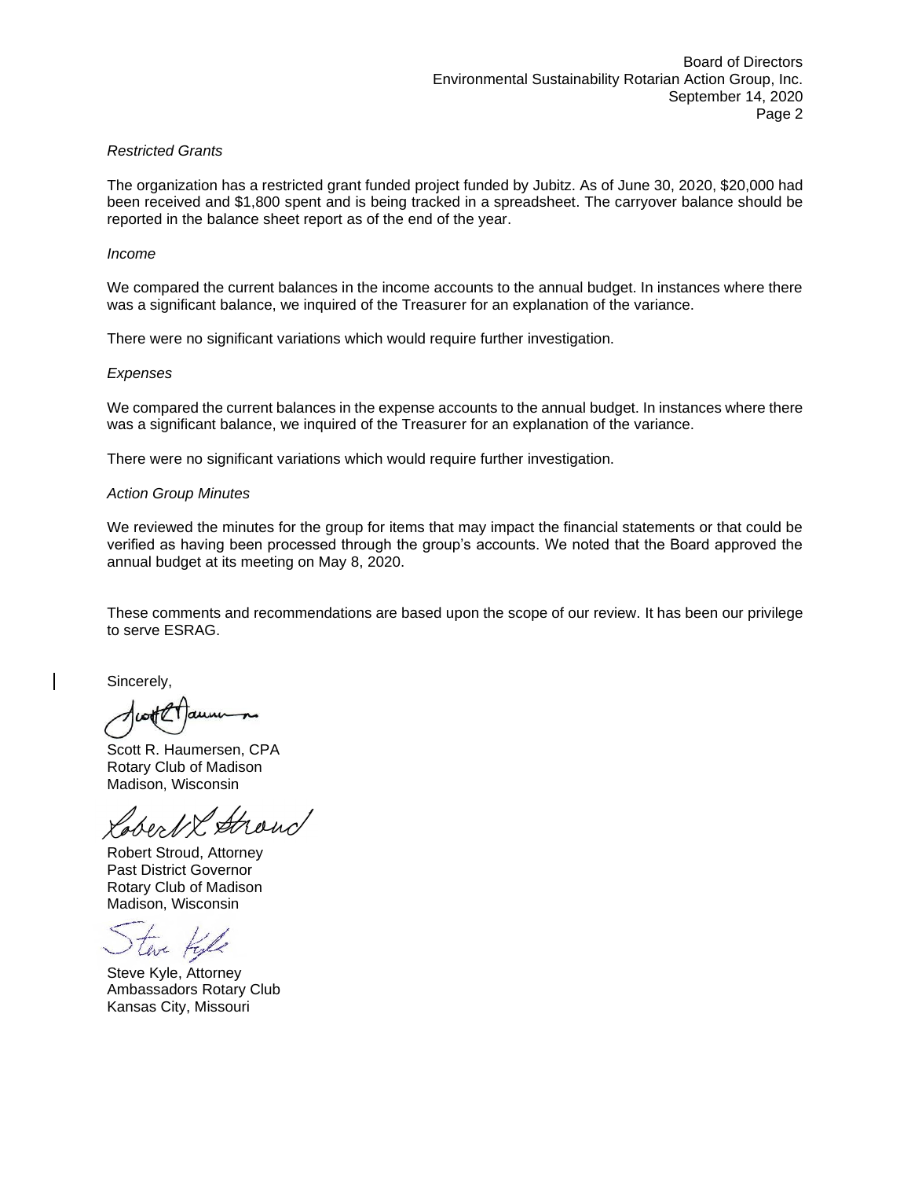*Restricted Grants*

The organization has a restricted grant funded project funded by Jubitz. As of June 30, 2020, $20,000 had been received and $1,800 spent and is being tracked in a spreadsheet. The carryover balance should be reported in the balance sheet report as of the end of the year.

*Income*

We compared the current balances in the income accounts to the annual budget. In instances where there was a significant balance, we inquired of the Treasurer for an explanation of the variance.

There were no significant variations which would require further investigation.

*Expenses*

We compared the current balances in the expense accounts to the annual budget. In instances where there was a significant balance, we inquired of the Treasurer for an explanation of the variance.

There were no significant variations which would require further investigation.

*Action Group Minutes*

We reviewed the minutes for the group for items that may impact the financial statements or that could be verified as having been processed through the group's accounts. We noted that the Board approved the annual budget at its meeting on May 8, 2020.

These comments and recommendations are based upon the scope of our review. It has been our privilege to serve ESRAG.

Sincerely,

Scott R. Haumersen, CPA
Rotary Club of Madison
Madison, Wisconsin

Robert Stroud, Attorney
Past District Governor
Rotary Club of Madison
Madison, Wisconsin

Steve Kyle, Attorney
Ambassadors Rotary Club
Kansas City, Missouri